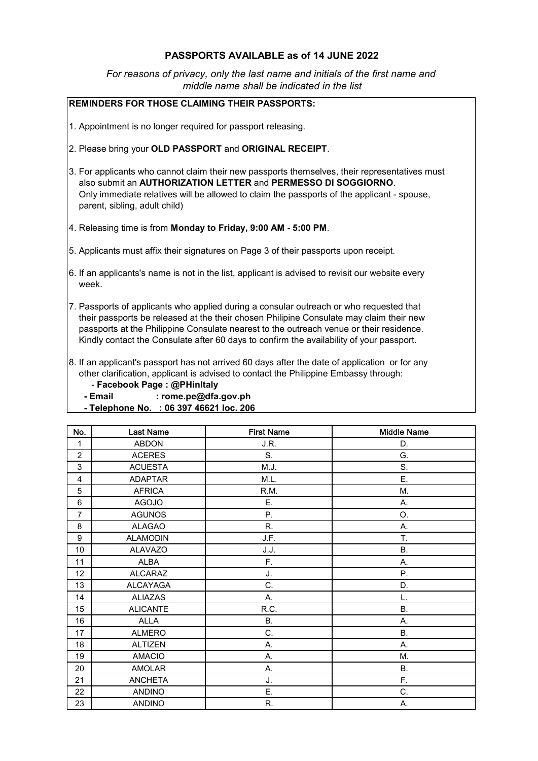# PASSPORTS AVAILABLE as of 14 JUNE 2022

*For reasons of privacy, only the last name and initials of the first name and middle name shall be indicated in the list*

**REMINDERS FOR THOSE CLAIMING THEIR PASSPORTS:**

1. Appointment is no longer required for passport releasing.

2. Please bring your **OLD PASSPORT** and **ORIGINAL RECEIPT**.

3. For applicants who cannot claim their new passports themselves, their representatives must also submit an **AUTHORIZATION LETTER** and **PERMESSO DI SOGGIORNO**. Only immediate relatives will be allowed to claim the passports of the applicant - spouse, parent, sibling, adult child)

4. Releasing time is from **Monday to Friday, 9:00 AM - 5:00 PM**.

5. Applicants must affix their signatures on Page 3 of their passports upon receipt.

6. If an applicants's name is not in the list, applicant is advised to revisit our website every week.

7. Passports of applicants who applied during a consular outreach or who requested that their passports be released at the their chosen Philipine Consulate may claim their new passports at the Philippine Consulate nearest to the outreach venue or their residence. Kindly contact the Consulate after 60 days to confirm the availability of your passport.

8. If an applicant's passport has not arrived 60 days after the date of application or for any other clarification, applicant is advised to contact the Philippine Embassy through:
   - **Facebook Page : @PHinItaly**
   - **Email : rome.pe@dfa.gov.ph**
   - **Telephone No. : 06 397 46621 loc. 206**

| No. | Last Name | First Name | Middle Name |
|---|---|---|---|
| 1 | ABDON | J.R. | D. |
| 2 | ACERES | S. | G. |
| 3 | ACUESTA | M.J. | S. |
| 4 | ADAPTAR | M.L. | E. |
| 5 | AFRICA | R.M. | M. |
| 6 | AGOJO | E. | A. |
| 7 | AGUNOS | P. | O. |
| 8 | ALAGAO | R. | A. |
| 9 | ALAMODIN | J.F. | T. |
| 10 | ALAVAZO | J.J. | B. |
| 11 | ALBA | F. | A. |
| 12 | ALCARAZ | J. | P. |
| 13 | ALCAYAGA | C. | D. |
| 14 | ALIAZAS | A. | L. |
| 15 | ALICANTE | R.C. | B. |
| 16 | ALLA | B. | A. |
| 17 | ALMERO | C. | B. |
| 18 | ALTIZEN | A. | A. |
| 19 | AMACIO | A. | M. |
| 20 | AMOLAR | A. | B. |
| 21 | ANCHETA | J. | F. |
| 22 | ANDINO | E. | C. |
| 23 | ANDINO | R. | A. |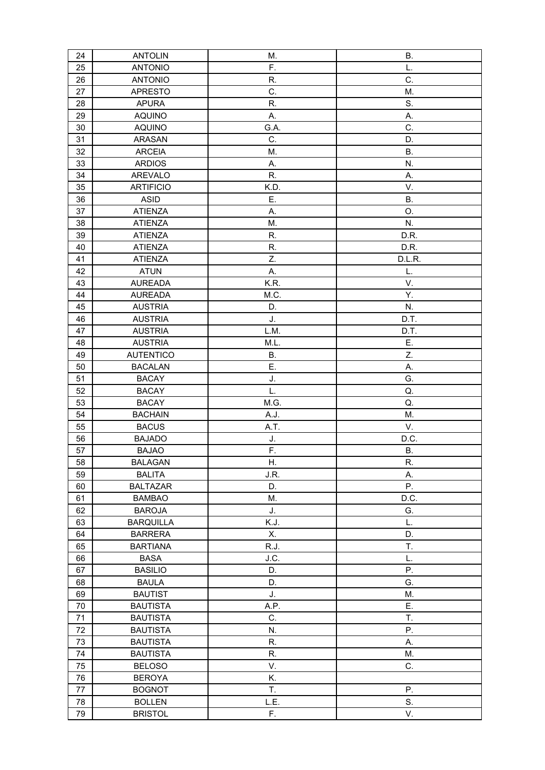| 24 | ANTOLIN | M. | B. |
|---|---|---|---|
| 25 | ANTONIO | F. | L. |
| 26 | ANTONIO | R. | C. |
| 27 | APRESTO | C. | M. |
| 28 | APURA | R. | S. |
| 29 | AQUINO | A. | A. |
| 30 | AQUINO | G.A. | C. |
| 31 | ARASAN | C. | D. |
| 32 | ARCEIA | M. | B. |
| 33 | ARDIOS | A. | N. |
| 34 | AREVALO | R. | A. |
| 35 | ARTIFICIO | K.D. | V. |
| 36 | ASID | E. | B. |
| 37 | ATIENZA | A. | O. |
| 38 | ATIENZA | M. | N. |
| 39 | ATIENZA | R. | D.R. |
| 40 | ATIENZA | R. | D.R. |
| 41 | ATIENZA | Z. | D.L.R. |
| 42 | ATUN | A. | L. |
| 43 | AUREADA | K.R. | V. |
| 44 | AUREADA | M.C. | Y. |
| 45 | AUSTRIA | D. | N. |
| 46 | AUSTRIA | J. | D.T. |
| 47 | AUSTRIA | L.M. | D.T. |
| 48 | AUSTRIA | M.L. | E. |
| 49 | AUTENTICO | B. | Z. |
| 50 | BACALAN | E. | A. |
| 51 | BACAY | J. | G. |
| 52 | BACAY | L. | Q. |
| 53 | BACAY | M.G. | Q. |
| 54 | BACHAIN | A.J. | M. |
| 55 | BACUS | A.T. | V. |
| 56 | BAJADO | J. | D.C. |
| 57 | BAJAO | F. | B. |
| 58 | BALAGAN | H. | R. |
| 59 | BALITA | J.R. | A. |
| 60 | BALTAZAR | D. | P. |
| 61 | BAMBAO | M. | D.C. |
| 62 | BAROJA | J. | G. |
| 63 | BARQUILLA | K.J. | L. |
| 64 | BARRERA | X. | D. |
| 65 | BARTIANA | R.J. | T. |
| 66 | BASA | J.C. | L. |
| 67 | BASILIO | D. | P. |
| 68 | BAULA | D. | G. |
| 69 | BAUTIST | J. | M. |
| 70 | BAUTISTA | A.P. | E. |
| 71 | BAUTISTA | C. | T. |
| 72 | BAUTISTA | N. | P. |
| 73 | BAUTISTA | R. | A. |
| 74 | BAUTISTA | R. | M. |
| 75 | BELOSO | V. | C. |
| 76 | BEROYA | K. | |
| 77 | BOGNOT | T. | P. |
| 78 | BOLLEN | L.E. | S. |
| 79 | BRISTOL | F. | V. |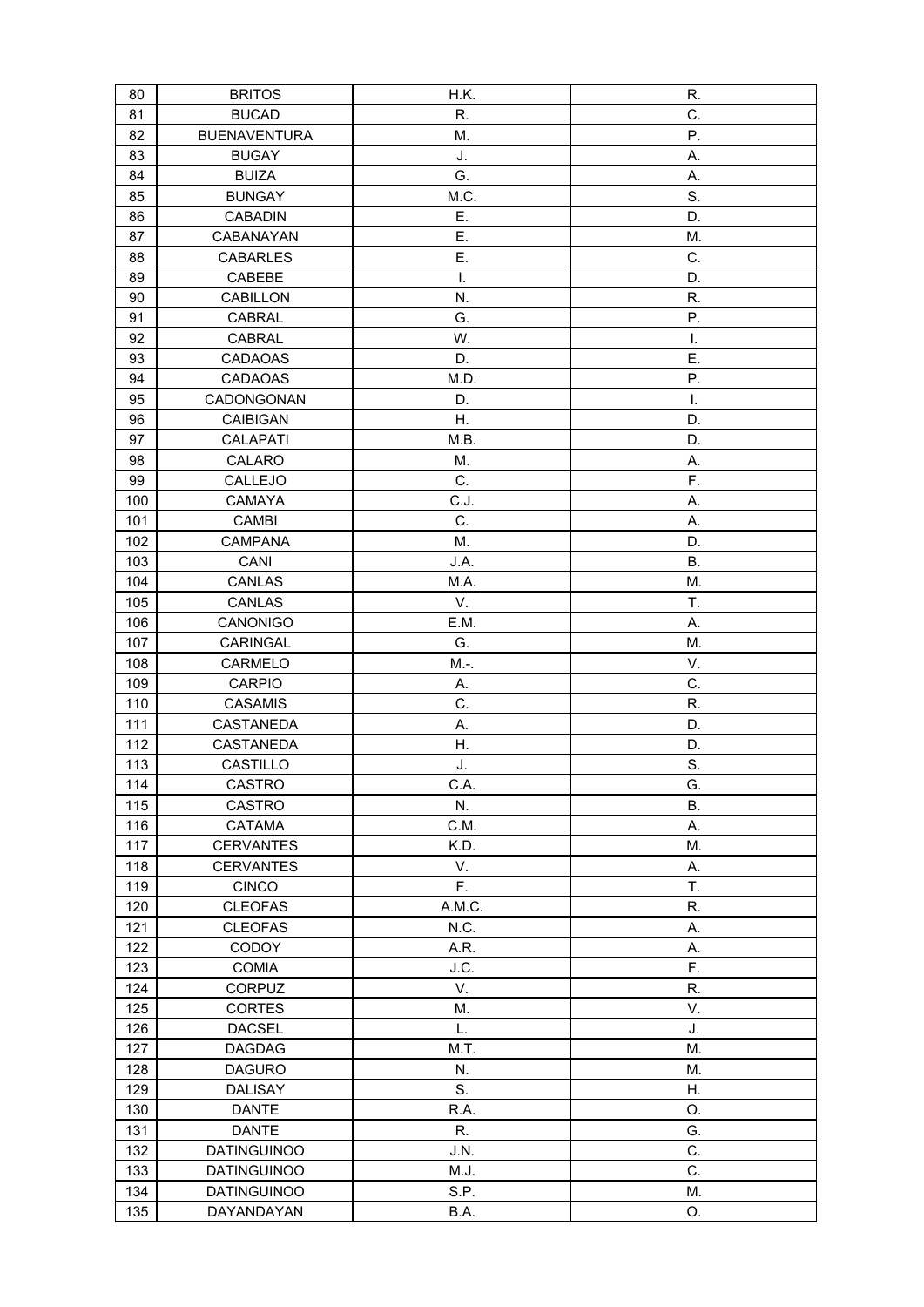| 80 | BRITOS | H.K. | R. |
|---|---|---|---|
| 81 | BUCAD | R. | C. |
| 82 | BUENAVENTURA | M. | P. |
| 83 | BUGAY | J. | A. |
| 84 | BUIZA | G. | A. |
| 85 | BUNGAY | M.C. | S. |
| 86 | CABADIN | E. | D. |
| 87 | CABANAYAN | E. | M. |
| 88 | CABARLES | E. | C. |
| 89 | CABEBE | I. | D. |
| 90 | CABILLON | N. | R. |
| 91 | CABRAL | G. | P. |
| 92 | CABRAL | W. | I. |
| 93 | CADAOAS | D. | E. |
| 94 | CADAOAS | M.D. | P. |
| 95 | CADONGONAN | D. | I. |
| 96 | CAIBIGAN | H. | D. |
| 97 | CALAPATI | M.B. | D. |
| 98 | CALARO | M. | A. |
| 99 | CALLEJO | C. | F. |
| 100 | CAMAYA | C.J. | A. |
| 101 | CAMBI | C. | A. |
| 102 | CAMPANA | M. | D. |
| 103 | CANI | J.A. | B. |
| 104 | CANLAS | M.A. | M. |
| 105 | CANLAS | V. | T. |
| 106 | CANONIGO | E.M. | A. |
| 107 | CARINGAL | G. | M. |
| 108 | CARMELO | M.-. | V. |
| 109 | CARPIO | A. | C. |
| 110 | CASAMIS | C. | R. |
| 111 | CASTANEDA | A. | D. |
| 112 | CASTANEDA | H. | D. |
| 113 | CASTILLO | J. | S. |
| 114 | CASTRO | C.A. | G. |
| 115 | CASTRO | N. | B. |
| 116 | CATAMA | C.M. | A. |
| 117 | CERVANTES | K.D. | M. |
| 118 | CERVANTES | V. | A. |
| 119 | CINCO | F. | T. |
| 120 | CLEOFAS | A.M.C. | R. |
| 121 | CLEOFAS | N.C. | A. |
| 122 | CODOY | A.R. | A. |
| 123 | COMIA | J.C. | F. |
| 124 | CORPUZ | V. | R. |
| 125 | CORTES | M. | V. |
| 126 | DACSEL | L. | J. |
| 127 | DAGDAG | M.T. | M. |
| 128 | DAGURO | N. | M. |
| 129 | DALISAY | S. | H. |
| 130 | DANTE | R.A. | O. |
| 131 | DANTE | R. | G. |
| 132 | DATINGUINOO | J.N. | C. |
| 133 | DATINGUINOO | M.J. | C. |
| 134 | DATINGUINOO | S.P. | M. |
| 135 | DAYANDAYAN | B.A. | O. |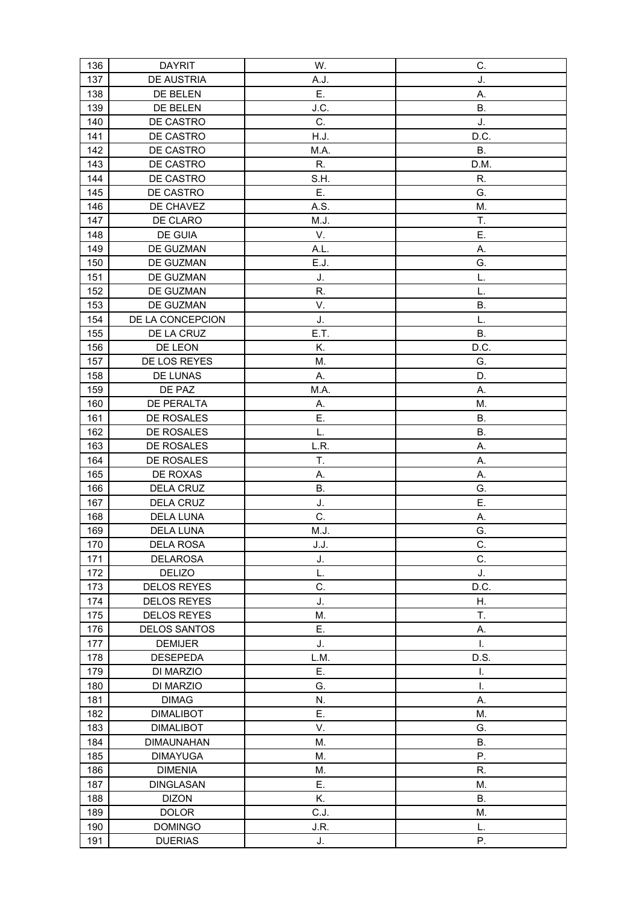| 136 | DAYRIT | W. | C. |
|---|---|---|---|
| 137 | DE AUSTRIA | A.J. | J. |
| 138 | DE BELEN | E. | A. |
| 139 | DE BELEN | J.C. | B. |
| 140 | DE CASTRO | C. | J. |
| 141 | DE CASTRO | H.J. | D.C. |
| 142 | DE CASTRO | M.A. | B. |
| 143 | DE CASTRO | R. | D.M. |
| 144 | DE CASTRO | S.H. | R. |
| 145 | DE CASTRO | E. | G. |
| 146 | DE CHAVEZ | A.S. | M. |
| 147 | DE CLARO | M.J. | T. |
| 148 | DE GUIA | V. | E. |
| 149 | DE GUZMAN | A.L. | A. |
| 150 | DE GUZMAN | E.J. | G. |
| 151 | DE GUZMAN | J. | L. |
| 152 | DE GUZMAN | R. | L. |
| 153 | DE GUZMAN | V. | B. |
| 154 | DE LA CONCEPCION | J. | L. |
| 155 | DE LA CRUZ | E.T. | B. |
| 156 | DE LEON | K. | D.C. |
| 157 | DE LOS REYES | M. | G. |
| 158 | DE LUNAS | A. | D. |
| 159 | DE PAZ | M.A. | A. |
| 160 | DE PERALTA | A. | M. |
| 161 | DE ROSALES | E. | B. |
| 162 | DE ROSALES | L. | B. |
| 163 | DE ROSALES | L.R. | A. |
| 164 | DE ROSALES | T. | A. |
| 165 | DE ROXAS | A. | A. |
| 166 | DELA CRUZ | B. | G. |
| 167 | DELA CRUZ | J. | E. |
| 168 | DELA LUNA | C. | A. |
| 169 | DELA LUNA | M.J. | G. |
| 170 | DELA ROSA | J.J. | C. |
| 171 | DELAROSA | J. | C. |
| 172 | DELIZO | L. | J. |
| 173 | DELOS REYES | C. | D.C. |
| 174 | DELOS REYES | J. | H. |
| 175 | DELOS REYES | M. | T. |
| 176 | DELOS SANTOS | E. | A. |
| 177 | DEMIJER | J. | I. |
| 178 | DESEPEDA | L.M. | D.S. |
| 179 | DI MARZIO | E. | I. |
| 180 | DI MARZIO | G. | I. |
| 181 | DIMAG | N. | A. |
| 182 | DIMALIBOT | E. | M. |
| 183 | DIMALIBOT | V. | G. |
| 184 | DIMAUNAHAN | M. | B. |
| 185 | DIMAYUGA | M. | P. |
| 186 | DIMENIA | M. | R. |
| 187 | DINGLASAN | E. | M. |
| 188 | DIZON | K. | B. |
| 189 | DOLOR | C.J. | M. |
| 190 | DOMINGO | J.R. | L. |
| 191 | DUERIAS | J. | P. |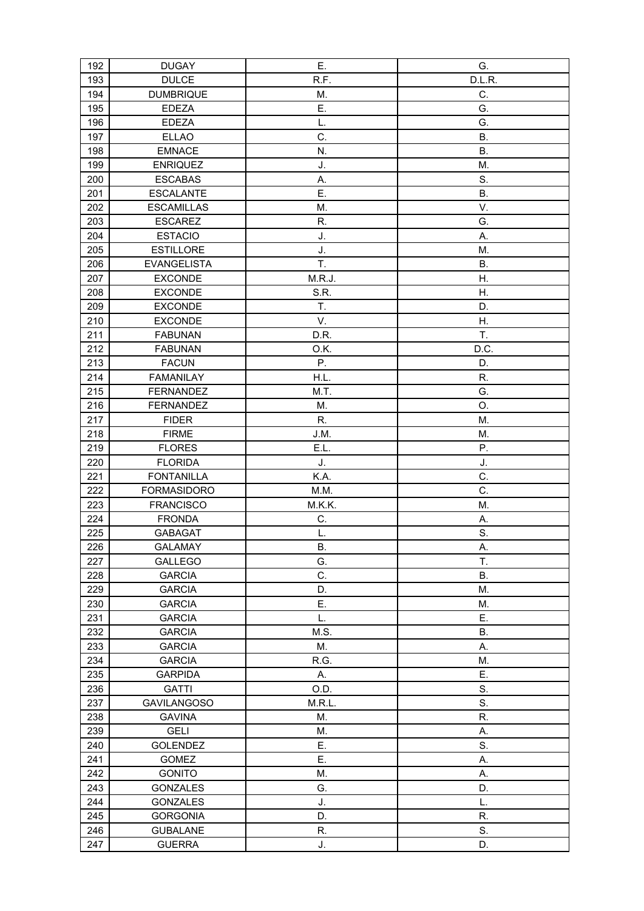| 192 | DUGAY | E. | G. |
|---|---|---|---|
| 193 | DULCE | R.F. | D.L.R. |
| 194 | DUMBRIQUE | M. | C. |
| 195 | EDEZA | E. | G. |
| 196 | EDEZA | L. | G. |
| 197 | ELLAO | C. | B. |
| 198 | EMNACE | N. | B. |
| 199 | ENRIQUEZ | J. | M. |
| 200 | ESCABAS | A. | S. |
| 201 | ESCALANTE | E. | B. |
| 202 | ESCAMILLAS | M. | V. |
| 203 | ESCAREZ | R. | G. |
| 204 | ESTACIO | J. | A. |
| 205 | ESTILLORE | J. | M. |
| 206 | EVANGELISTA | T. | B. |
| 207 | EXCONDE | M.R.J. | H. |
| 208 | EXCONDE | S.R. | H. |
| 209 | EXCONDE | T. | D. |
| 210 | EXCONDE | V. | H. |
| 211 | FABUNAN | D.R. | T. |
| 212 | FABUNAN | O.K. | D.C. |
| 213 | FACUN | P. | D. |
| 214 | FAMANILAY | H.L. | R. |
| 215 | FERNANDEZ | M.T. | G. |
| 216 | FERNANDEZ | M. | O. |
| 217 | FIDER | R. | M. |
| 218 | FIRME | J.M. | M. |
| 219 | FLORES | E.L. | P. |
| 220 | FLORIDA | J. | J. |
| 221 | FONTANILLA | K.A. | C. |
| 222 | FORMASIDORO | M.M. | C. |
| 223 | FRANCISCO | M.K.K. | M. |
| 224 | FRONDA | C. | A. |
| 225 | GABAGAT | L. | S. |
| 226 | GALAMAY | B. | A. |
| 227 | GALLEGO | G. | T. |
| 228 | GARCIA | C. | B. |
| 229 | GARCIA | D. | M. |
| 230 | GARCIA | E. | M. |
| 231 | GARCIA | L. | E. |
| 232 | GARCIA | M.S. | B. |
| 233 | GARCIA | M. | A. |
| 234 | GARCIA | R.G. | M. |
| 235 | GARPIDA | A. | E. |
| 236 | GATTI | O.D. | S. |
| 237 | GAVILANGOSO | M.R.L. | S. |
| 238 | GAVINA | M. | R. |
| 239 | GELI | M. | A. |
| 240 | GOLENDEZ | E. | S. |
| 241 | GOMEZ | E. | A. |
| 242 | GONITO | M. | A. |
| 243 | GONZALES | G. | D. |
| 244 | GONZALES | J. | L. |
| 245 | GORGONIA | D. | R. |
| 246 | GUBALANE | R. | S. |
| 247 | GUERRA | J. | D. |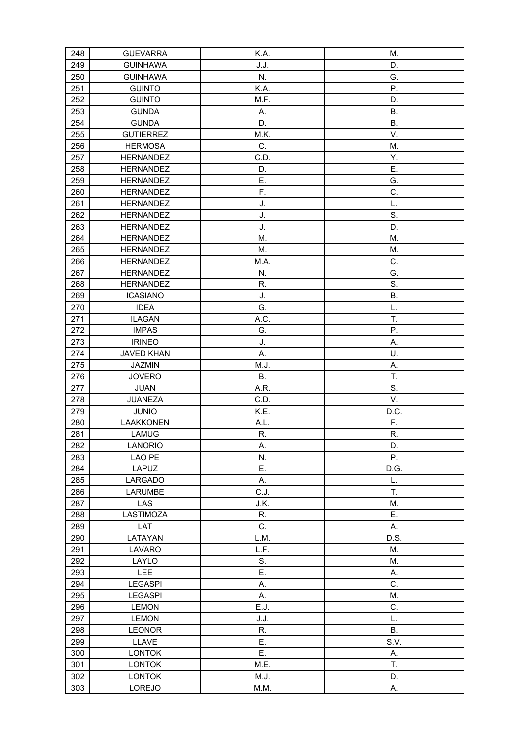| 248 | GUEVARRA | K.A. | M. |
|---|---|---|---|
| 249 | GUINHAWA | J.J. | D. |
| 250 | GUINHAWA | N. | G. |
| 251 | GUINTO | K.A. | P. |
| 252 | GUINTO | M.F. | D. |
| 253 | GUNDA | A. | B. |
| 254 | GUNDA | D. | B. |
| 255 | GUTIERREZ | M.K. | V. |
| 256 | HERMOSA | C. | M. |
| 257 | HERNANDEZ | C.D. | Y. |
| 258 | HERNANDEZ | D. | E. |
| 259 | HERNANDEZ | E. | G. |
| 260 | HERNANDEZ | F. | C. |
| 261 | HERNANDEZ | J. | L. |
| 262 | HERNANDEZ | J. | S. |
| 263 | HERNANDEZ | J. | D. |
| 264 | HERNANDEZ | M. | M. |
| 265 | HERNANDEZ | M. | M. |
| 266 | HERNANDEZ | M.A. | C. |
| 267 | HERNANDEZ | N. | G. |
| 268 | HERNANDEZ | R. | S. |
| 269 | ICASIANO | J. | B. |
| 270 | IDEA | G. | L. |
| 271 | ILAGAN | A.C. | T. |
| 272 | IMPAS | G. | P. |
| 273 | IRINEO | J. | A. |
| 274 | JAVED KHAN | A. | U. |
| 275 | JAZMIN | M.J. | A. |
| 276 | JOVERO | B. | T. |
| 277 | JUAN | A.R. | S. |
| 278 | JUANEZA | C.D. | V. |
| 279 | JUNIO | K.E. | D.C. |
| 280 | LAAKKONEN | A.L. | F. |
| 281 | LAMUG | R. | R. |
| 282 | LANORIO | A. | D. |
| 283 | LAO PE | N. | P. |
| 284 | LAPUZ | E. | D.G. |
| 285 | LARGADO | A. | L. |
| 286 | LARUMBE | C.J. | T. |
| 287 | LAS | J.K. | M. |
| 288 | LASTIMOZA | R. | E. |
| 289 | LAT | C. | A. |
| 290 | LATAYAN | L.M. | D.S. |
| 291 | LAVARO | L.F. | M. |
| 292 | LAYLO | S. | M. |
| 293 | LEE | E. | A. |
| 294 | LEGASPI | A. | C. |
| 295 | LEGASPI | A. | M. |
| 296 | LEMON | E.J. | C. |
| 297 | LEMON | J.J. | L. |
| 298 | LEONOR | R. | B. |
| 299 | LLAVE | E. | S.V. |
| 300 | LONTOK | E. | A. |
| 301 | LONTOK | M.E. | T. |
| 302 | LONTOK | M.J. | D. |
| 303 | LOREJO | M.M. | A. |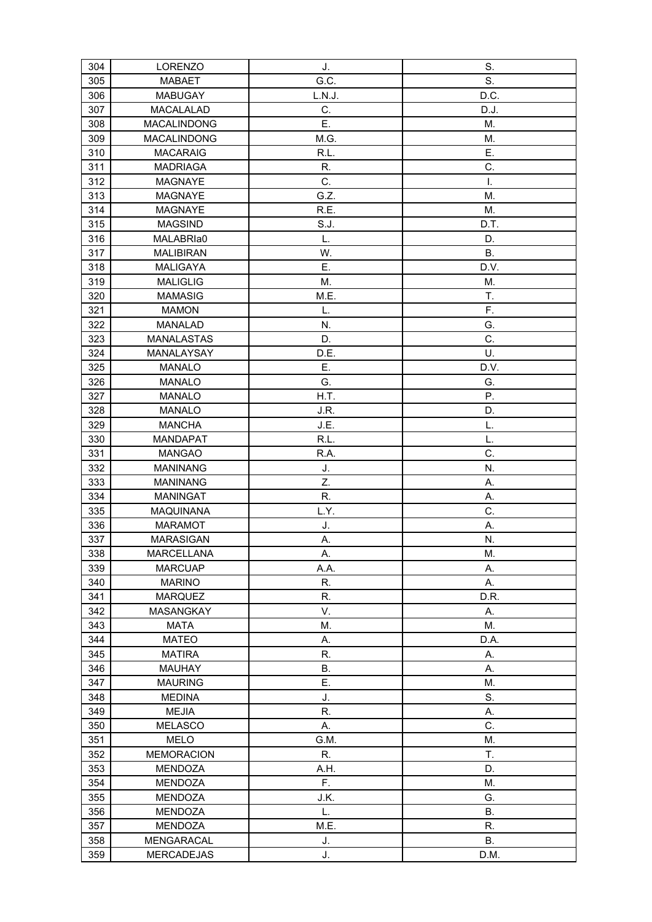| 304 | LORENZO | J. | S. |
|---|---|---|---|
| 305 | MABAET | G.C. | S. |
| 306 | MABUGAY | L.N.J. | D.C. |
| 307 | MACALALAD | C. | D.J. |
| 308 | MACALINDONG | E. | M. |
| 309 | MACALINDONG | M.G. | M. |
| 310 | MACARAIG | R.L. | E. |
| 311 | MADRIAGA | R. | C. |
| 312 | MAGNAYE | C. | I. |
| 313 | MAGNAYE | G.Z. | M. |
| 314 | MAGNAYE | R.E. | M. |
| 315 | MAGSIND | S.J. | D.T. |
| 316 | MALABRIa0 | L. | D. |
| 317 | MALIBIRAN | W. | B. |
| 318 | MALIGAYA | E. | D.V. |
| 319 | MALIGLIG | M. | M. |
| 320 | MAMASIG | M.E. | T. |
| 321 | MAMON | L. | F. |
| 322 | MANALAD | N. | G. |
| 323 | MANALASTAS | D. | C. |
| 324 | MANALAYSAY | D.E. | U. |
| 325 | MANALO | E. | D.V. |
| 326 | MANALO | G. | G. |
| 327 | MANALO | H.T. | P. |
| 328 | MANALO | J.R. | D. |
| 329 | MANCHA | J.E. | L. |
| 330 | MANDAPAT | R.L. | L. |
| 331 | MANGAO | R.A. | C. |
| 332 | MANINANG | J. | N. |
| 333 | MANINANG | Z. | A. |
| 334 | MANINGAT | R. | A. |
| 335 | MAQUINANA | L.Y. | C. |
| 336 | MARAMOT | J. | A. |
| 337 | MARASIGAN | A. | N. |
| 338 | MARCELLANA | A. | M. |
| 339 | MARCUAP | A.A. | A. |
| 340 | MARINO | R. | A. |
| 341 | MARQUEZ | R. | D.R. |
| 342 | MASANGKAY | V. | A. |
| 343 | MATA | M. | M. |
| 344 | MATEO | A. | D.A. |
| 345 | MATIRA | R. | A. |
| 346 | MAUHAY | B. | A. |
| 347 | MAURING | E. | M. |
| 348 | MEDINA | J. | S. |
| 349 | MEJIA | R. | A. |
| 350 | MELASCO | A. | C. |
| 351 | MELO | G.M. | M. |
| 352 | MEMORACION | R. | T. |
| 353 | MENDOZA | A.H. | D. |
| 354 | MENDOZA | F. | M. |
| 355 | MENDOZA | J.K. | G. |
| 356 | MENDOZA | L. | B. |
| 357 | MENDOZA | M.E. | R. |
| 358 | MENGARACAL | J. | B. |
| 359 | MERCADEJAS | J. | D.M. |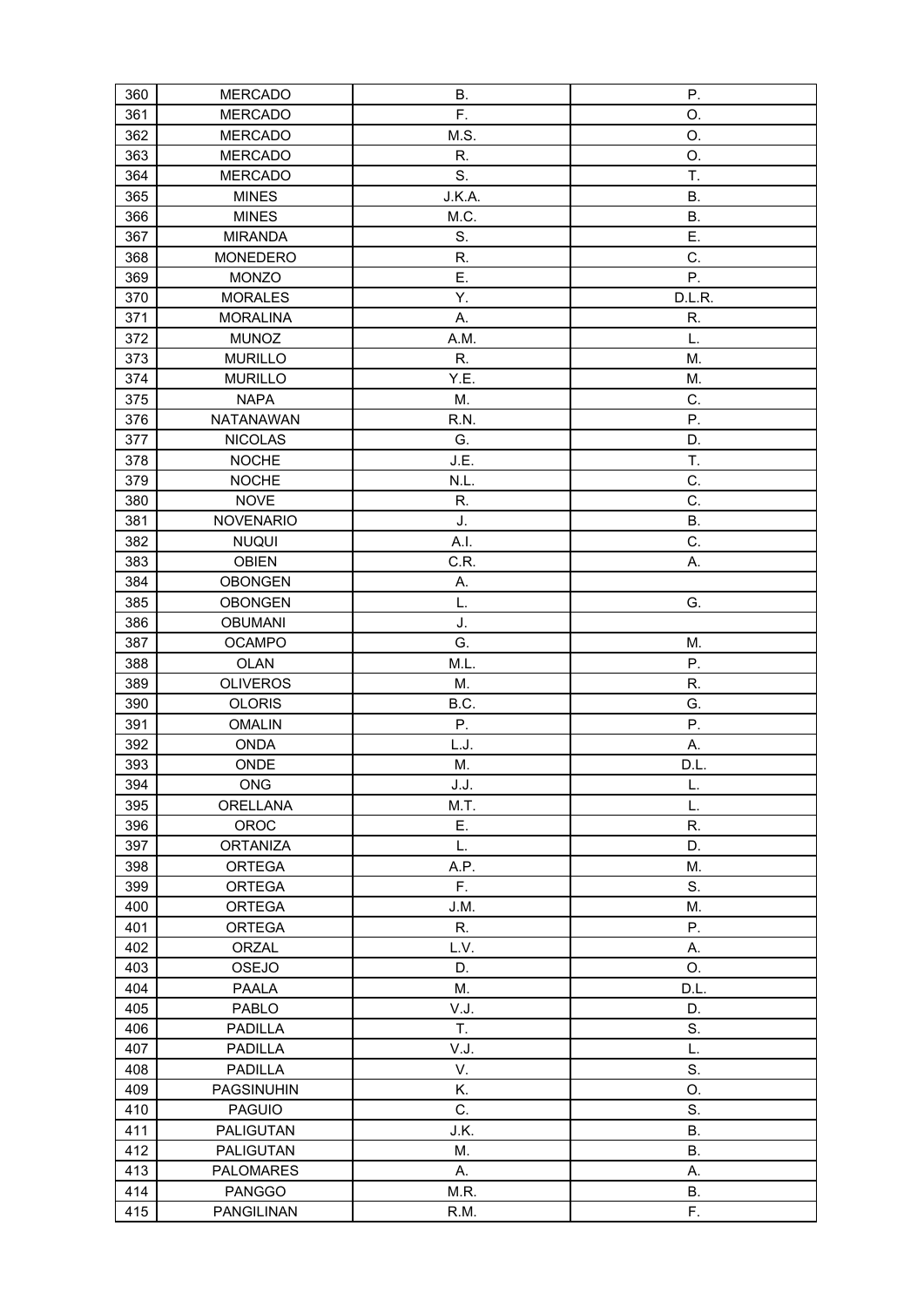| 360 | MERCADO | B. | P. |
|---|---|---|---|
| 361 | MERCADO | F. | O. |
| 362 | MERCADO | M.S. | O. |
| 363 | MERCADO | R. | O. |
| 364 | MERCADO | S. | T. |
| 365 | MINES | J.K.A. | B. |
| 366 | MINES | M.C. | B. |
| 367 | MIRANDA | S. | E. |
| 368 | MONEDERO | R. | C. |
| 369 | MONZO | E. | P. |
| 370 | MORALES | Y. | D.L.R. |
| 371 | MORALINA | A. | R. |
| 372 | MUNOZ | A.M. | L. |
| 373 | MURILLO | R. | M. |
| 374 | MURILLO | Y.E. | M. |
| 375 | NAPA | M. | C. |
| 376 | NATANAWAN | R.N. | P. |
| 377 | NICOLAS | G. | D. |
| 378 | NOCHE | J.E. | T. |
| 379 | NOCHE | N.L. | C. |
| 380 | NOVE | R. | C. |
| 381 | NOVENARIO | J. | B. |
| 382 | NUQUI | A.I. | C. |
| 383 | OBIEN | C.R. | A. |
| 384 | OBONGEN | A. | |
| 385 | OBONGEN | L. | G. |
| 386 | OBUMANI | J. | |
| 387 | OCAMPO | G. | M. |
| 388 | OLAN | M.L. | P. |
| 389 | OLIVEROS | M. | R. |
| 390 | OLORIS | B.C. | G. |
| 391 | OMALIN | P. | P. |
| 392 | ONDA | L.J. | A. |
| 393 | ONDE | M. | D.L. |
| 394 | ONG | J.J. | L. |
| 395 | ORELLANA | M.T. | L. |
| 396 | OROC | E. | R. |
| 397 | ORTANIZA | L. | D. |
| 398 | ORTEGA | A.P. | M. |
| 399 | ORTEGA | F. | S. |
| 400 | ORTEGA | J.M. | M. |
| 401 | ORTEGA | R. | P. |
| 402 | ORZAL | L.V. | A. |
| 403 | OSEJO | D. | O. |
| 404 | PAALA | M. | D.L. |
| 405 | PABLO | V.J. | D. |
| 406 | PADILLA | T. | S. |
| 407 | PADILLA | V.J. | L. |
| 408 | PADILLA | V. | S. |
| 409 | PAGSINUHIN | K. | O. |
| 410 | PAGUIO | C. | S. |
| 411 | PALIGUTAN | J.K. | B. |
| 412 | PALIGUTAN | M. | B. |
| 413 | PALOMARES | A. | A. |
| 414 | PANGGO | M.R. | B. |
| 415 | PANGILINAN | R.M. | F. |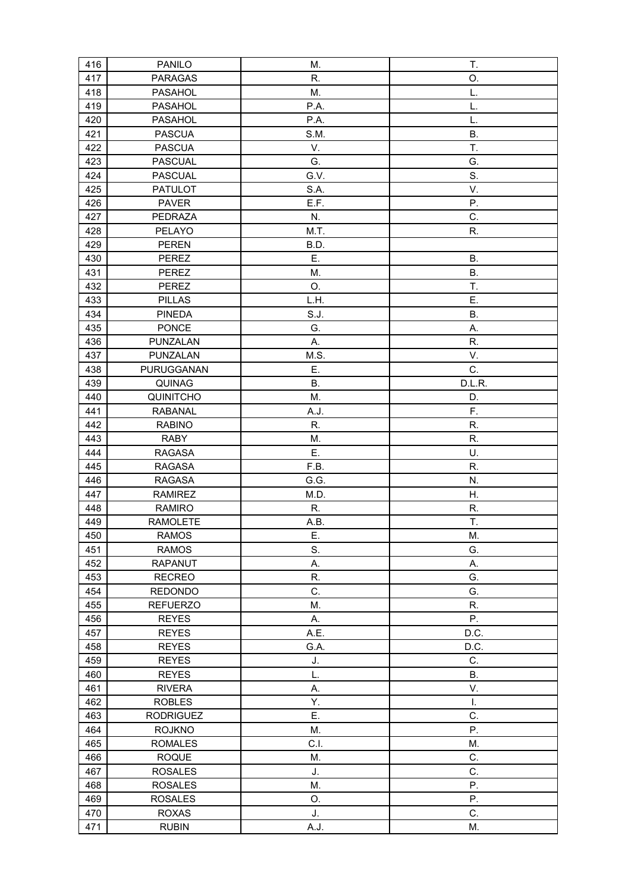| 416 | PANILO | M. | T. |
|---|---|---|---|
| 417 | PARAGAS | R. | O. |
| 418 | PASAHOL | M. | L. |
| 419 | PASAHOL | P.A. | L. |
| 420 | PASAHOL | P.A. | L. |
| 421 | PASCUA | S.M. | B. |
| 422 | PASCUA | V. | T. |
| 423 | PASCUAL | G. | G. |
| 424 | PASCUAL | G.V. | S. |
| 425 | PATULOT | S.A. | V. |
| 426 | PAVER | E.F. | P. |
| 427 | PEDRAZA | N. | C. |
| 428 | PELAYO | M.T. | R. |
| 429 | PEREN | B.D. | |
| 430 | PEREZ | E. | B. |
| 431 | PEREZ | M. | B. |
| 432 | PEREZ | O. | T. |
| 433 | PILLAS | L.H. | E. |
| 434 | PINEDA | S.J. | B. |
| 435 | PONCE | G. | A. |
| 436 | PUNZALAN | A. | R. |
| 437 | PUNZALAN | M.S. | V. |
| 438 | PURUGGANAN | E. | C. |
| 439 | QUINAG | B. | D.L.R. |
| 440 | QUINITCHO | M. | D. |
| 441 | RABANAL | A.J. | F. |
| 442 | RABINO | R. | R. |
| 443 | RABY | M. | R. |
| 444 | RAGASA | E. | U. |
| 445 | RAGASA | F.B. | R. |
| 446 | RAGASA | G.G. | N. |
| 447 | RAMIREZ | M.D. | H. |
| 448 | RAMIRO | R. | R. |
| 449 | RAMOLETE | A.B. | T. |
| 450 | RAMOS | E. | M. |
| 451 | RAMOS | S. | G. |
| 452 | RAPANUT | A. | A. |
| 453 | RECREO | R. | G. |
| 454 | REDONDO | C. | G. |
| 455 | REFUERZO | M. | R. |
| 456 | REYES | A. | P. |
| 457 | REYES | A.E. | D.C. |
| 458 | REYES | G.A. | D.C. |
| 459 | REYES | J. | C. |
| 460 | REYES | L. | B. |
| 461 | RIVERA | A. | V. |
| 462 | ROBLES | Y. | I. |
| 463 | RODRIGUEZ | E. | C. |
| 464 | ROJKNO | M. | P. |
| 465 | ROMALES | C.I. | M. |
| 466 | ROQUE | M. | C. |
| 467 | ROSALES | J. | C. |
| 468 | ROSALES | M. | P. |
| 469 | ROSALES | O. | P. |
| 470 | ROXAS | J. | C. |
| 471 | RUBIN | A.J. | M. |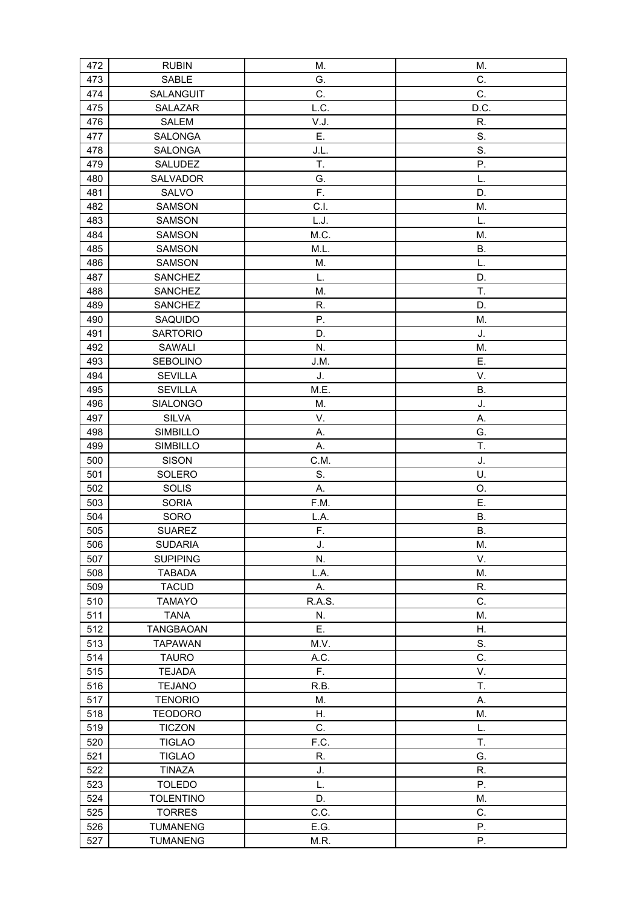| 472 | RUBIN | M. | M. |
|---|---|---|---|
| 473 | SABLE | G. | C. |
| 474 | SALANGUIT | C. | C. |
| 475 | SALAZAR | L.C. | D.C. |
| 476 | SALEM | V.J. | R. |
| 477 | SALONGA | E. | S. |
| 478 | SALONGA | J.L. | S. |
| 479 | SALUDEZ | T. | P. |
| 480 | SALVADOR | G. | L. |
| 481 | SALVO | F. | D. |
| 482 | SAMSON | C.I. | M. |
| 483 | SAMSON | L.J. | L. |
| 484 | SAMSON | M.C. | M. |
| 485 | SAMSON | M.L. | B. |
| 486 | SAMSON | M. | L. |
| 487 | SANCHEZ | L. | D. |
| 488 | SANCHEZ | M. | T. |
| 489 | SANCHEZ | R. | D. |
| 490 | SAQUIDO | P. | M. |
| 491 | SARTORIO | D. | J. |
| 492 | SAWALI | N. | M. |
| 493 | SEBOLINO | J.M. | E. |
| 494 | SEVILLA | J. | V. |
| 495 | SEVILLA | M.E. | B. |
| 496 | SIALONGO | M. | J. |
| 497 | SILVA | V. | A. |
| 498 | SIMBILLO | A. | G. |
| 499 | SIMBILLO | A. | T. |
| 500 | SISON | C.M. | J. |
| 501 | SOLERO | S. | U. |
| 502 | SOLIS | A. | O. |
| 503 | SORIA | F.M. | E. |
| 504 | SORO | L.A. | B. |
| 505 | SUAREZ | F. | B. |
| 506 | SUDARIA | J. | M. |
| 507 | SUPIPING | N. | V. |
| 508 | TABADA | L.A. | M. |
| 509 | TACUD | A. | R. |
| 510 | TAMAYO | R.A.S. | C. |
| 511 | TANA | N. | M. |
| 512 | TANGBAOAN | E. | H. |
| 513 | TAPAWAN | M.V. | S. |
| 514 | TAURO | A.C. | C. |
| 515 | TEJADA | F. | V. |
| 516 | TEJANO | R.B. | T. |
| 517 | TENORIO | M. | A. |
| 518 | TEODORO | H. | M. |
| 519 | TICZON | C. | L. |
| 520 | TIGLAO | F.C. | T. |
| 521 | TIGLAO | R. | G. |
| 522 | TINAZA | J. | R. |
| 523 | TOLEDO | L. | P. |
| 524 | TOLENTINO | D. | M. |
| 525 | TORRES | C.C. | C. |
| 526 | TUMANENG | E.G. | P. |
| 527 | TUMANENG | M.R. | P. |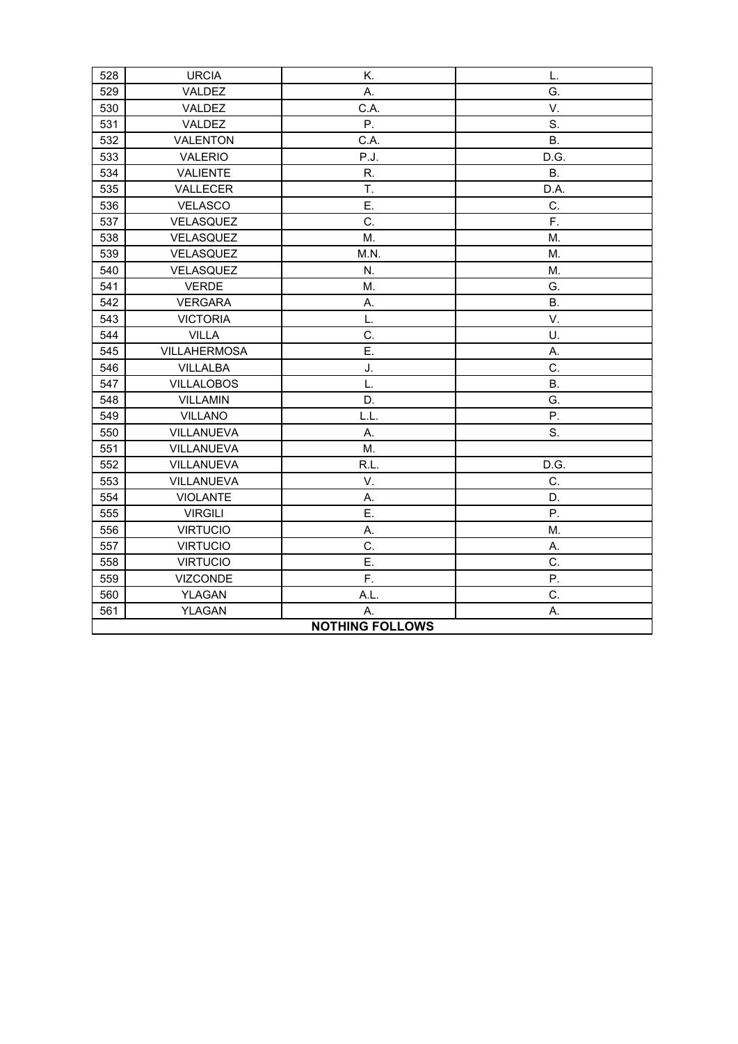| | | | |
|---|---|---|---|
| 528 | URCIA | K. | L. |
| 529 | VALDEZ | A. | G. |
| 530 | VALDEZ | C.A. | V. |
| 531 | VALDEZ | P. | S. |
| 532 | VALENTON | C.A. | B. |
| 533 | VALERIO | P.J. | D.G. |
| 534 | VALIENTE | R. | B. |
| 535 | VALLECER | T. | D.A. |
| 536 | VELASCO | E. | C. |
| 537 | VELASQUEZ | C. | F. |
| 538 | VELASQUEZ | M. | M. |
| 539 | VELASQUEZ | M.N. | M. |
| 540 | VELASQUEZ | N. | M. |
| 541 | VERDE | M. | G. |
| 542 | VERGARA | A. | B. |
| 543 | VICTORIA | L. | V. |
| 544 | VILLA | C. | U. |
| 545 | VILLAHERMOSA | E. | A. |
| 546 | VILLALBA | J. | C. |
| 547 | VILLALOBOS | L. | B. |
| 548 | VILLAMIN | D. | G. |
| 549 | VILLANO | L.L. | P. |
| 550 | VILLANUEVA | A. | S. |
| 551 | VILLANUEVA | M. | |
| 552 | VILLANUEVA | R.L. | D.G. |
| 553 | VILLANUEVA | V. | C. |
| 554 | VIOLANTE | A. | D. |
| 555 | VIRGILI | E. | P. |
| 556 | VIRTUCIO | A. | M. |
| 557 | VIRTUCIO | C. | A. |
| 558 | VIRTUCIO | E. | C. |
| 559 | VIZCONDE | F. | P. |
| 560 | YLAGAN | A.L. | C. |
| 561 | YLAGAN | A. | A. |
| **NOTHING FOLLOWS** | | | |